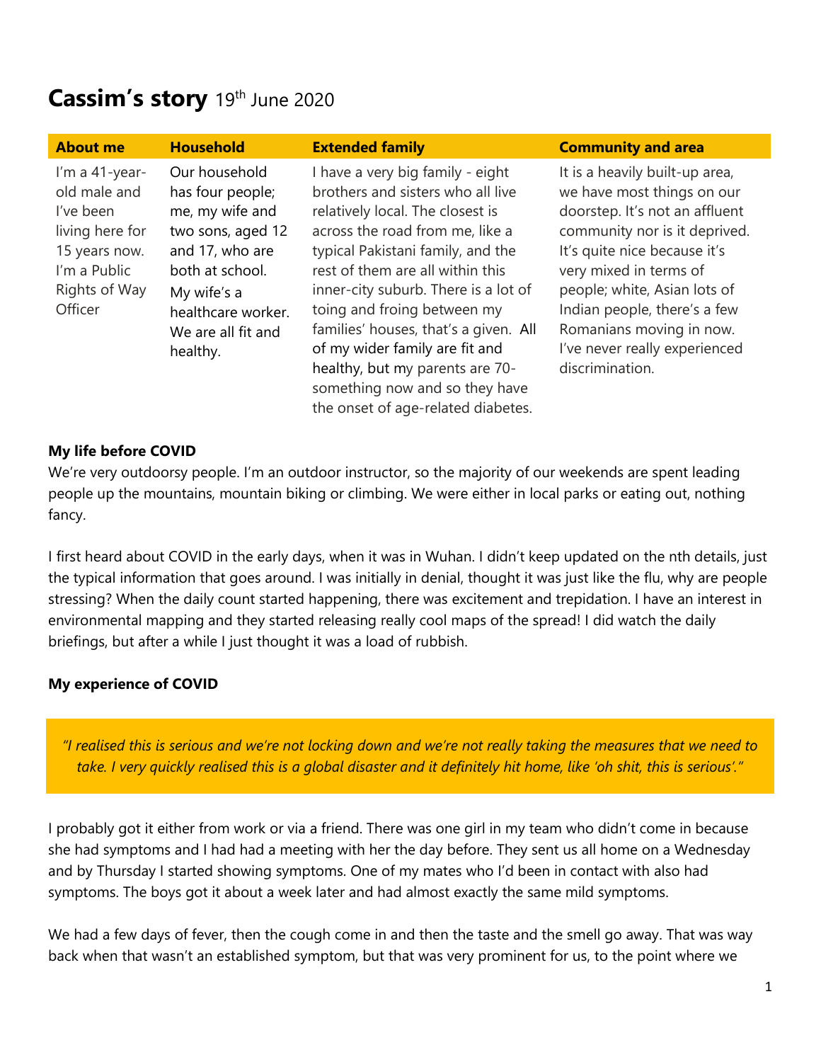# Cassim's story 19th June 2020

| About me | Household | Extended family | Community and area |
| --- | --- | --- | --- |
| I'm a 41-year-old male and I've been living here for 15 years now. I'm a Public Rights of Way Officer | Our household has four people; me, my wife and two sons, aged 12 and 17, who are both at school. My wife's a healthcare worker. We are all fit and healthy. | I have a very big family - eight brothers and sisters who all live relatively local. The closest is across the road from me, like a typical Pakistani family, and the rest of them are all within this inner-city suburb. There is a lot of toing and froing between my families' houses, that's a given. All of my wider family are fit and healthy, but my parents are 70-something now and so they have the onset of age-related diabetes. | It is a heavily built-up area, we have most things on our doorstep. It's not an affluent community nor is it deprived. It's quite nice because it's very mixed in terms of people; white, Asian lots of Indian people, there's a few Romanians moving in now. I've never really experienced discrimination. |

**My life before COVID**

We're very outdoorsy people. I'm an outdoor instructor, so the majority of our weekends are spent leading people up the mountains, mountain biking or climbing. We were either in local parks or eating out, nothing fancy.

I first heard about COVID in the early days, when it was in Wuhan. I didn't keep updated on the nth details, just the typical information that goes around. I was initially in denial, thought it was just like the flu, why are people stressing? When the daily count started happening, there was excitement and trepidation. I have an interest in environmental mapping and they started releasing really cool maps of the spread! I did watch the daily briefings, but after a while I just thought it was a load of rubbish.

**My experience of COVID**

*"I realised this is serious and we're not locking down and we're not really taking the measures that we need to take. I very quickly realised this is a global disaster and it definitely hit home, like 'oh shit, this is serious'."*

I probably got it either from work or via a friend. There was one girl in my team who didn't come in because she had symptoms and I had had a meeting with her the day before. They sent us all home on a Wednesday and by Thursday I started showing symptoms. One of my mates who I'd been in contact with also had symptoms. The boys got it about a week later and had almost exactly the same mild symptoms.

We had a few days of fever, then the cough come in and then the taste and the smell go away. That was way back when that wasn't an established symptom, but that was very prominent for us, to the point where we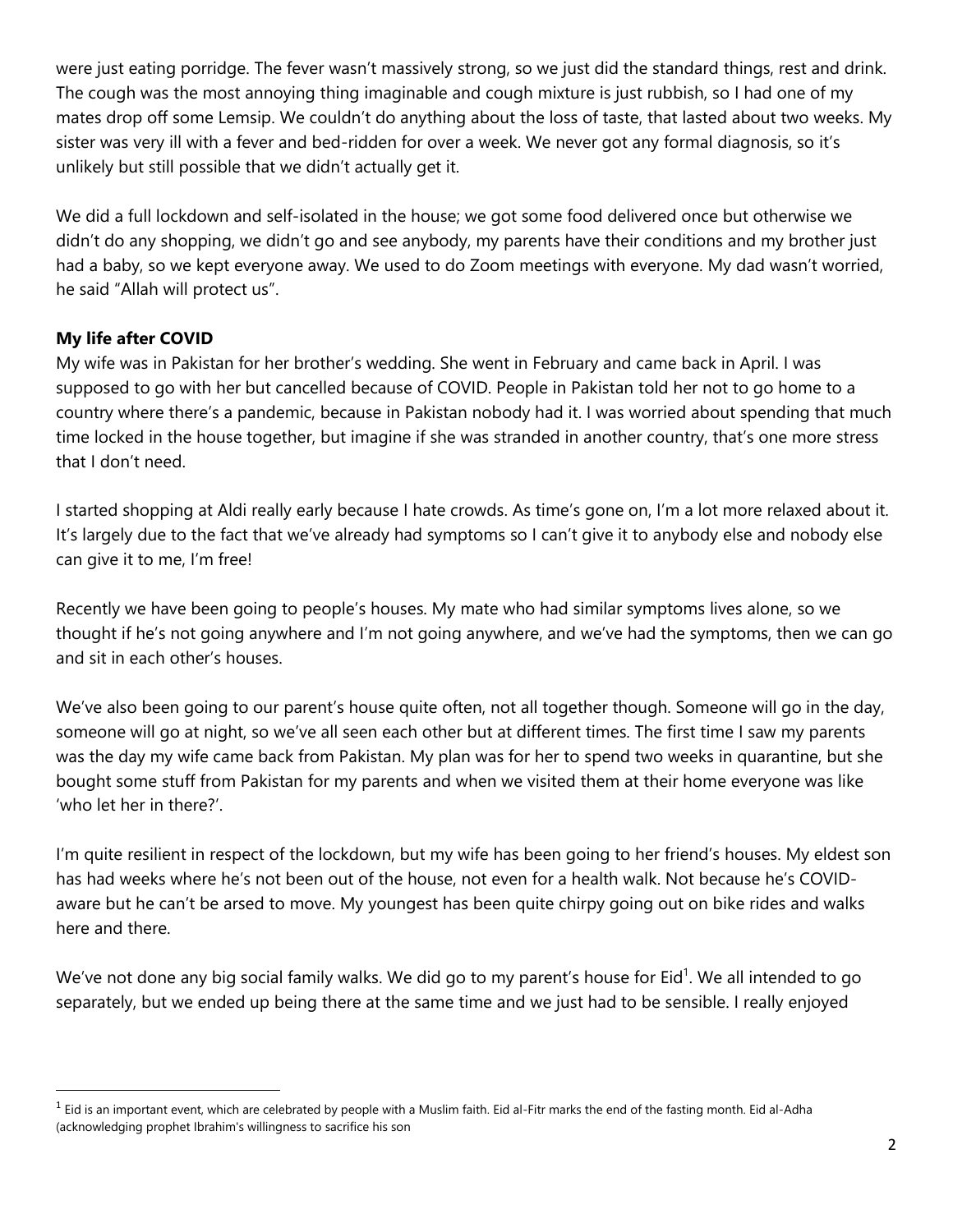were just eating porridge. The fever wasn't massively strong, so we just did the standard things, rest and drink. The cough was the most annoying thing imaginable and cough mixture is just rubbish, so I had one of my mates drop off some Lemsip. We couldn't do anything about the loss of taste, that lasted about two weeks. My sister was very ill with a fever and bed-ridden for over a week. We never got any formal diagnosis, so it's unlikely but still possible that we didn't actually get it.

We did a full lockdown and self-isolated in the house; we got some food delivered once but otherwise we didn't do any shopping, we didn't go and see anybody, my parents have their conditions and my brother just had a baby, so we kept everyone away. We used to do Zoom meetings with everyone. My dad wasn't worried, he said "Allah will protect us".

**My life after COVID**

My wife was in Pakistan for her brother's wedding. She went in February and came back in April. I was supposed to go with her but cancelled because of COVID. People in Pakistan told her not to go home to a country where there's a pandemic, because in Pakistan nobody had it. I was worried about spending that much time locked in the house together, but imagine if she was stranded in another country, that's one more stress that I don't need.

I started shopping at Aldi really early because I hate crowds. As time's gone on, I'm a lot more relaxed about it. It's largely due to the fact that we've already had symptoms so I can't give it to anybody else and nobody else can give it to me, I'm free!

Recently we have been going to people's houses. My mate who had similar symptoms lives alone, so we thought if he's not going anywhere and I'm not going anywhere, and we've had the symptoms, then we can go and sit in each other's houses.

We've also been going to our parent's house quite often, not all together though. Someone will go in the day, someone will go at night, so we've all seen each other but at different times. The first time I saw my parents was the day my wife came back from Pakistan. My plan was for her to spend two weeks in quarantine, but she bought some stuff from Pakistan for my parents and when we visited them at their home everyone was like 'who let her in there?'.

I'm quite resilient in respect of the lockdown, but my wife has been going to her friend's houses. My eldest son has had weeks where he's not been out of the house, not even for a health walk. Not because he's COVID-aware but he can't be arsed to move. My youngest has been quite chirpy going out on bike rides and walks here and there.

We've not done any big social family walks. We did go to my parent's house for Eid[1]. We all intended to go separately, but we ended up being there at the same time and we just had to be sensible. I really enjoyed

[1] Eid is an important event, which are celebrated by people with a Muslim faith. Eid al-Fitr marks the end of the fasting month. Eid al-Adha (acknowledging prophet Ibrahim's willingness to sacrifice his son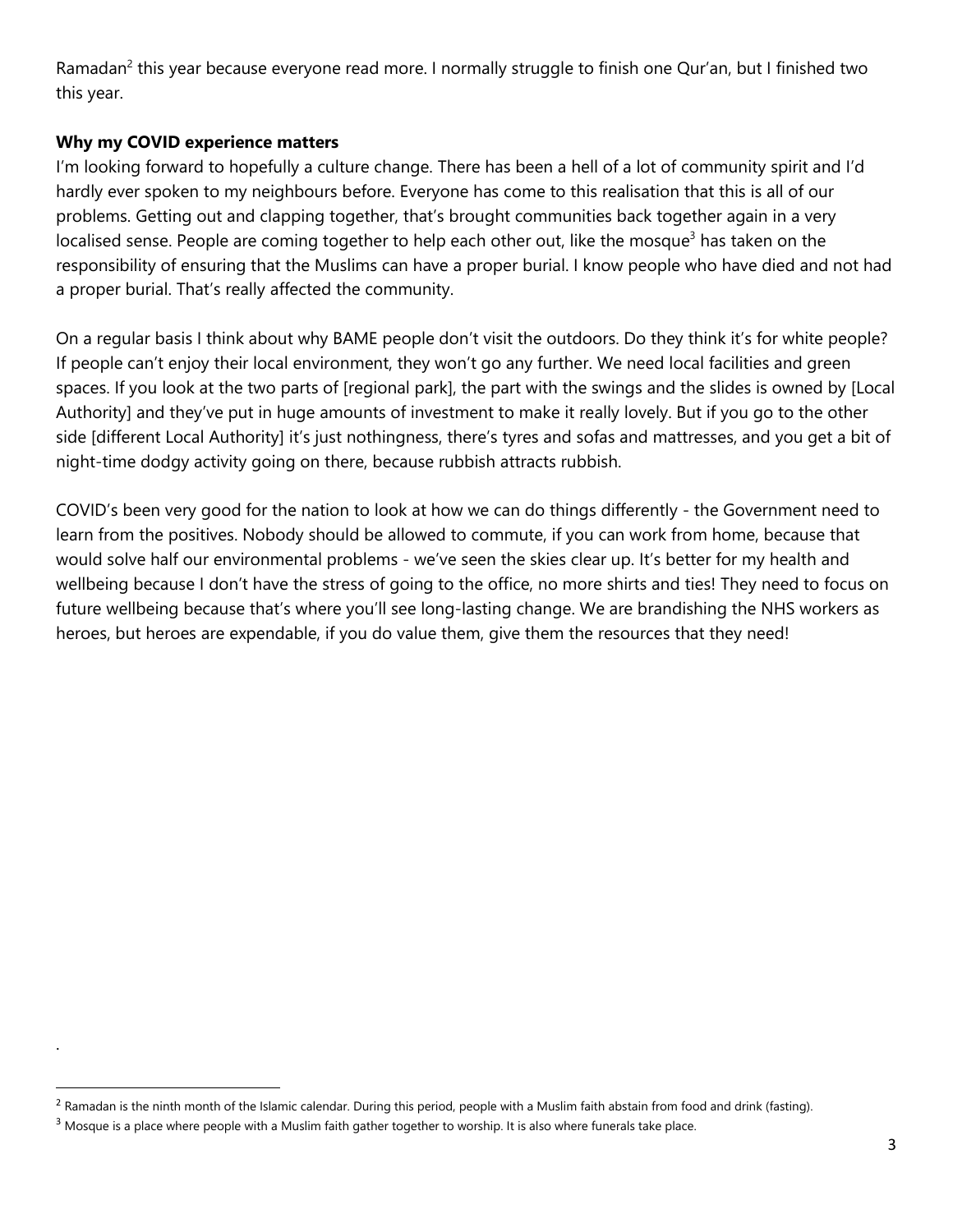Ramadan[2] this year because everyone read more. I normally struggle to finish one Qur'an, but I finished two this year.

**Why my COVID experience matters**

I'm looking forward to hopefully a culture change. There has been a hell of a lot of community spirit and I'd hardly ever spoken to my neighbours before. Everyone has come to this realisation that this is all of our problems. Getting out and clapping together, that's brought communities back together again in a very localised sense. People are coming together to help each other out, like the mosque[3] has taken on the responsibility of ensuring that the Muslims can have a proper burial. I know people who have died and not had a proper burial. That's really affected the community.

On a regular basis I think about why BAME people don't visit the outdoors. Do they think it's for white people? If people can't enjoy their local environment, they won't go any further. We need local facilities and green spaces. If you look at the two parts of [regional park], the part with the swings and the slides is owned by [Local Authority] and they've put in huge amounts of investment to make it really lovely. But if you go to the other side [different Local Authority] it's just nothingness, there's tyres and sofas and mattresses, and you get a bit of night-time dodgy activity going on there, because rubbish attracts rubbish.

COVID's been very good for the nation to look at how we can do things differently - the Government need to learn from the positives. Nobody should be allowed to commute, if you can work from home, because that would solve half our environmental problems - we've seen the skies clear up. It's better for my health and wellbeing because I don't have the stress of going to the office, no more shirts and ties! They need to focus on future wellbeing because that's where you'll see long-lasting change. We are brandishing the NHS workers as heroes, but heroes are expendable, if you do value them, give them the resources that they need!

[2] Ramadan is the ninth month of the Islamic calendar. During this period, people with a Muslim faith abstain from food and drink (fasting).

[3] Mosque is a place where people with a Muslim faith gather together to worship. It is also where funerals take place.